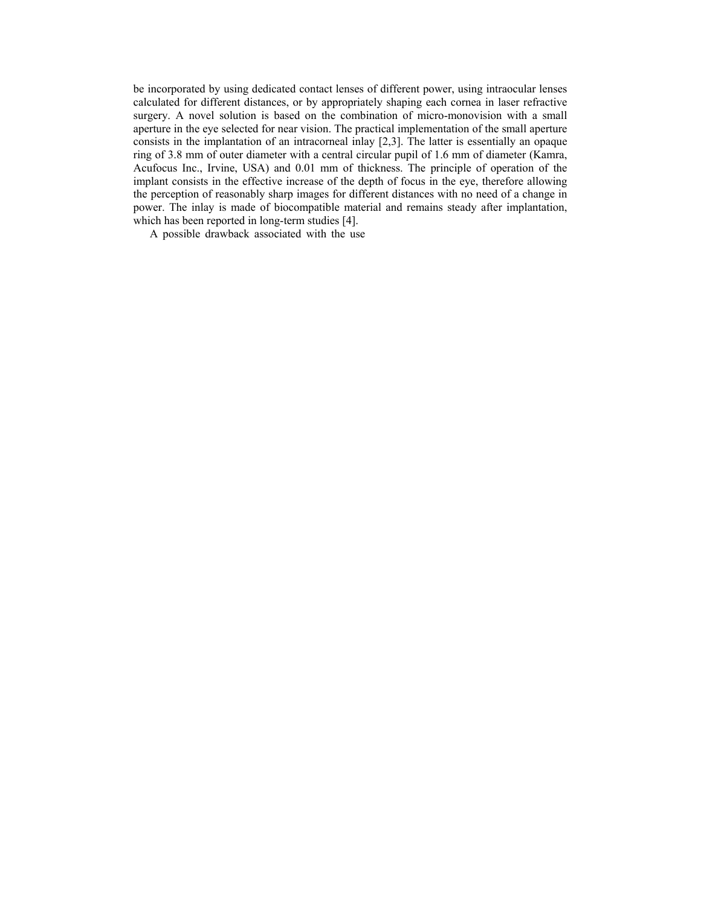be incorporated by using dedicated contact lenses of different power, using intraocular lenses calculated for different distances, or by appropriately shaping each cornea in laser refractive surgery. A novel solution is based on the combination of micro-monovision with a small aperture in the eye selected for near vision. The practical implementation of the small aperture consists in the implantation of an intracorneal inlay [2,3]. The latter is essentially an opaque ring of 3.8 mm of outer diameter with a central circular pupil of 1.6 mm of diameter (Kamra, Acufocus Inc., Irvine, USA) and 0.01 mm of thickness. The principle of operation of the implant consists in the effective increase of the depth of focus in the eye, therefore allowing the perception of reasonably sharp images for different distances with no need of a change in power. The inlay is made of biocompatible material and remains steady after implantation, which has been reported in long-term studies [4].

A possible drawback associated with the use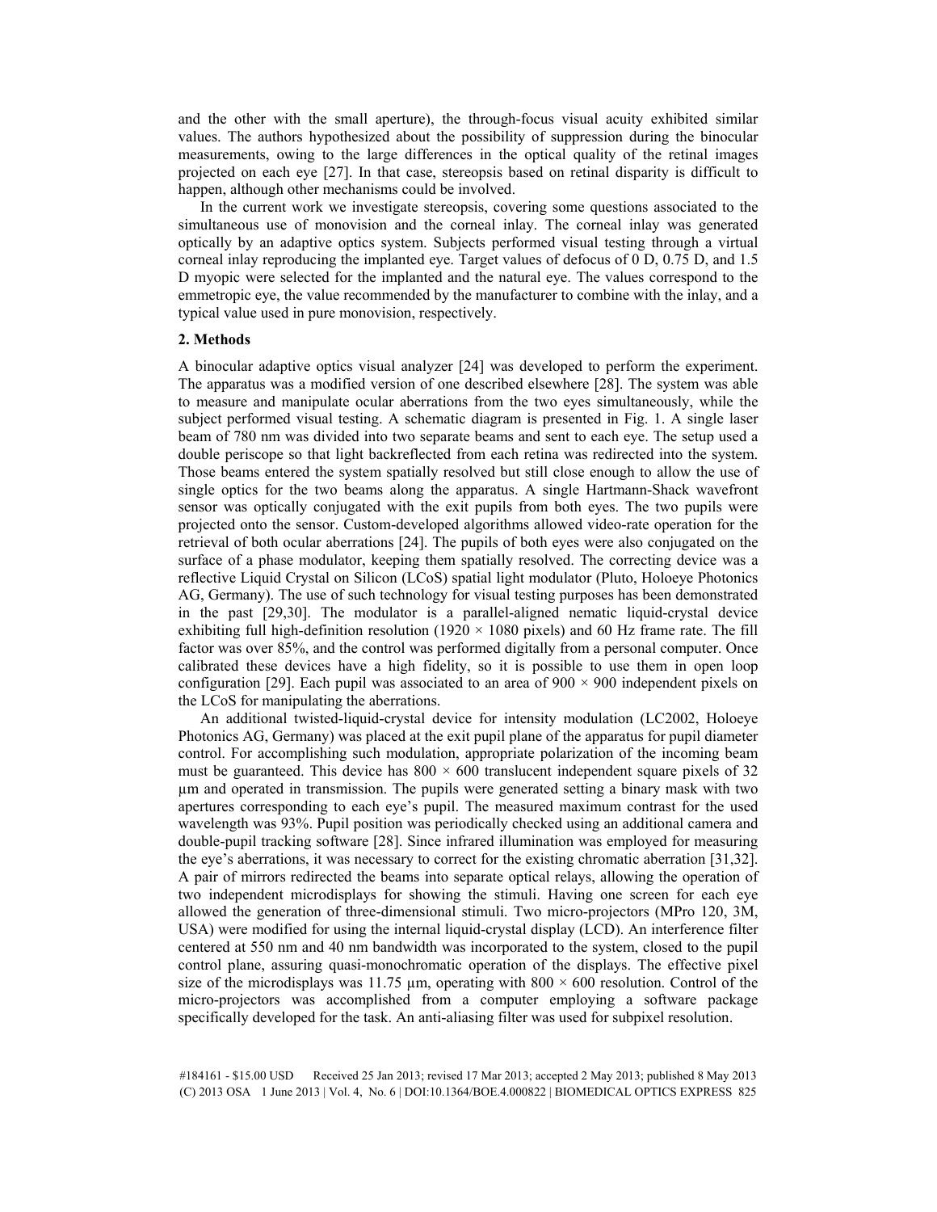and the other with the small aperture), the through-focus visual acuity exhibited similar values. The authors hypothesized about the possibility of suppression during the binocular measurements, owing to the large differences in the optical quality of the retinal images projected on each eye [27]. In that case, stereopsis based on retinal disparity is difficult to happen, although other mechanisms could be involved.

In the current work we investigate stereopsis, covering some questions associated to the simultaneous use of monovision and the corneal inlay. The corneal inlay was generated optically by an adaptive optics system. Subjects performed visual testing through a virtual corneal inlay reproducing the implanted eye. Target values of defocus of 0 D, 0.75 D, and 1.5 D myopic were selected for the implanted and the natural eye. The values correspond to the emmetropic eye, the value recommended by the manufacturer to combine with the inlay, and a typical value used in pure monovision, respectively.

## 2. Methods

A binocular adaptive optics visual analyzer [24] was developed to perform the experiment. The apparatus was a modified version of one described elsewhere [28]. The system was able to measure and manipulate ocular aberrations from the two eyes simultaneously, while the subject performed visual testing. A schematic diagram is presented in Fig. 1. A single laser beam of 780 nm was divided into two separate beams and sent to each eye. The setup used a double periscope so that light backreflected from each retina was redirected into the system. Those beams entered the system spatially resolved but still close enough to allow the use of single optics for the two beams along the apparatus. A single Hartmann-Shack wavefront sensor was optically conjugated with the exit pupils from both eyes. The two pupils were projected onto the sensor. Custom-developed algorithms allowed video-rate operation for the retrieval of both ocular aberrations [24]. The pupils of both eyes were also conjugated on the surface of a phase modulator, keeping them spatially resolved. The correcting device was a reflective Liquid Crystal on Silicon (LCoS) spatial light modulator (Pluto, Holoeye Photonics AG, Germany). The use of such technology for visual testing purposes has been demonstrated in the past [29,30]. The modulator is a parallel-aligned nematic liquid-crystal device exhibiting full high-definition resolution (1920 × 1080 pixels) and 60 Hz frame rate. The fill factor was over 85%, and the control was performed digitally from a personal computer. Once calibrated these devices have a high fidelity, so it is possible to use them in open loop configuration [29]. Each pupil was associated to an area of 900 × 900 independent pixels on the LCoS for manipulating the aberrations.

An additional twisted-liquid-crystal device for intensity modulation (LC2002, Holoeye Photonics AG, Germany) was placed at the exit pupil plane of the apparatus for pupil diameter control. For accomplishing such modulation, appropriate polarization of the incoming beam must be guaranteed. This device has 800 × 600 translucent independent square pixels of 32 μm and operated in transmission. The pupils were generated setting a binary mask with two apertures corresponding to each eye's pupil. The measured maximum contrast for the used wavelength was 93%. Pupil position was periodically checked using an additional camera and double-pupil tracking software [28]. Since infrared illumination was employed for measuring the eye's aberrations, it was necessary to correct for the existing chromatic aberration [31,32]. A pair of mirrors redirected the beams into separate optical relays, allowing the operation of two independent microdisplays for showing the stimuli. Having one screen for each eye allowed the generation of three-dimensional stimuli. Two micro-projectors (MPro 120, 3M, USA) were modified for using the internal liquid-crystal display (LCD). An interference filter centered at 550 nm and 40 nm bandwidth was incorporated to the system, closed to the pupil control plane, assuring quasi-monochromatic operation of the displays. The effective pixel size of the microdisplays was 11.75 μm, operating with 800 × 600 resolution. Control of the micro-projectors was accomplished from a computer employing a software package specifically developed for the task. An anti-aliasing filter was used for subpixel resolution.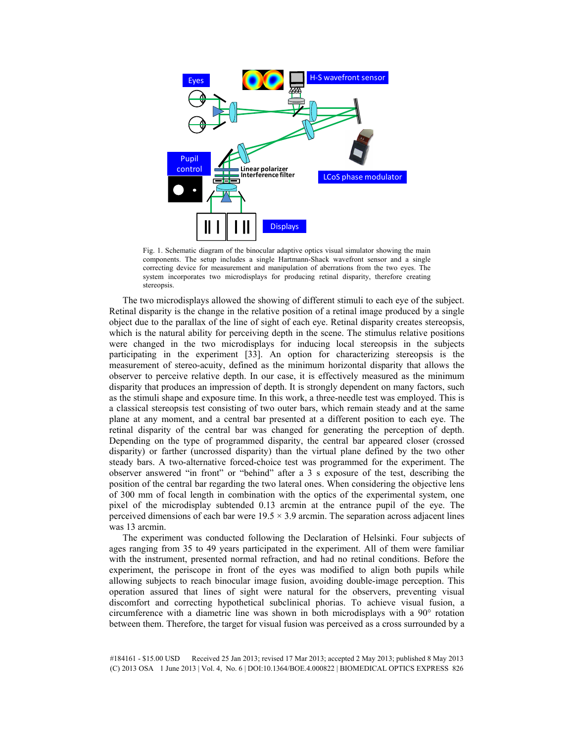Fig. 1. Schematic diagram of the binocular adaptive optics visual simulator showing the main components. The setup includes a single Hartmann-Shack wavefront sensor and a single correcting device for measurement and manipulation of aberrations from the two eyes. The system incorporates two microdisplays for producing retinal disparity, therefore creating stereopsis.

The two microdisplays allowed the showing of different stimuli to each eye of the subject. Retinal disparity is the change in the relative position of a retinal image produced by a single object due to the parallax of the line of sight of each eye. Retinal disparity creates stereopsis, which is the natural ability for perceiving depth in the scene. The stimulus relative positions were changed in the two microdisplays for inducing local stereopsis in the subjects participating in the experiment [33]. An option for characterizing stereopsis is the measurement of stereo-acuity, defined as the minimum horizontal disparity that allows the observer to perceive relative depth. In our case, it is effectively measured as the minimum disparity that produces an impression of depth. It is strongly dependent on many factors, such as the stimuli shape and exposure time. In this work, a three-needle test was employed. This is a classical stereopsis test consisting of two outer bars, which remain steady and at the same plane at any moment, and a central bar presented at a different position to each eye. The retinal disparity of the central bar was changed for generating the perception of depth. Depending on the type of programmed disparity, the central bar appeared closer (crossed disparity) or farther (uncrossed disparity) than the virtual plane defined by the two other steady bars. A two-alternative forced-choice test was programmed for the experiment. The observer answered "in front" or "behind" after a 3 s exposure of the test, describing the position of the central bar regarding the two lateral ones. When considering the objective lens of 300 mm of focal length in combination with the optics of the experimental system, one pixel of the microdisplay subtended 0.13 arcmin at the entrance pupil of the eye. The perceived dimensions of each bar were 19.5 × 3.9 arcmin. The separation across adjacent lines was 13 arcmin.

The experiment was conducted following the Declaration of Helsinki. Four subjects of ages ranging from 35 to 49 years participated in the experiment. All of them were familiar with the instrument, presented normal refraction, and had no retinal conditions. Before the experiment, the periscope in front of the eyes was modified to align both pupils while allowing subjects to reach binocular image fusion, avoiding double-image perception. This operation assured that lines of sight were natural for the observers, preventing visual discomfort and correcting hypothetical subclinical phorias. To achieve visual fusion, a circumference with a diametric line was shown in both microdisplays with a 90° rotation between them. Therefore, the target for visual fusion was perceived as a cross surrounded by a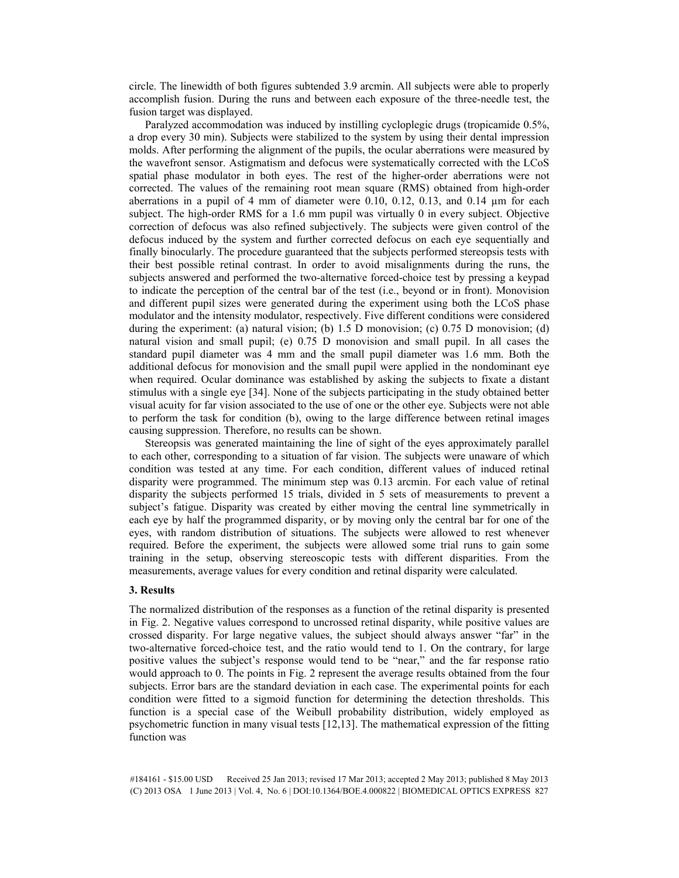circle. The linewidth of both figures subtended 3.9 arcmin. All subjects were able to properly accomplish fusion. During the runs and between each exposure of the three-needle test, the fusion target was displayed.

Paralyzed accommodation was induced by instilling cycloplegic drugs (tropicamide 0.5%, a drop every 30 min). Subjects were stabilized to the system by using their dental impression molds. After performing the alignment of the pupils, the ocular aberrations were measured by the wavefront sensor. Astigmatism and defocus were systematically corrected with the LCoS spatial phase modulator in both eyes. The rest of the higher-order aberrations were not corrected. The values of the remaining root mean square (RMS) obtained from high-order aberrations in a pupil of 4 mm of diameter were 0.10, 0.12, 0.13, and 0.14 µm for each subject. The high-order RMS for a 1.6 mm pupil was virtually 0 in every subject. Objective correction of defocus was also refined subjectively. The subjects were given control of the defocus induced by the system and further corrected defocus on each eye sequentially and finally binocularly. The procedure guaranteed that the subjects performed stereopsis tests with their best possible retinal contrast. In order to avoid misalignments during the runs, the subjects answered and performed the two-alternative forced-choice test by pressing a keypad to indicate the perception of the central bar of the test (i.e., beyond or in front). Monovision and different pupil sizes were generated during the experiment using both the LCoS phase modulator and the intensity modulator, respectively. Five different conditions were considered during the experiment: (a) natural vision; (b) 1.5 D monovision; (c) 0.75 D monovision; (d) natural vision and small pupil; (e) 0.75 D monovision and small pupil. In all cases the standard pupil diameter was 4 mm and the small pupil diameter was 1.6 mm. Both the additional defocus for monovision and the small pupil were applied in the nondominant eye when required. Ocular dominance was established by asking the subjects to fixate a distant stimulus with a single eye [34]. None of the subjects participating in the study obtained better visual acuity for far vision associated to the use of one or the other eye. Subjects were not able to perform the task for condition (b), owing to the large difference between retinal images causing suppression. Therefore, no results can be shown.

Stereopsis was generated maintaining the line of sight of the eyes approximately parallel to each other, corresponding to a situation of far vision. The subjects were unaware of which condition was tested at any time. For each condition, different values of induced retinal disparity were programmed. The minimum step was 0.13 arcmin. For each value of retinal disparity the subjects performed 15 trials, divided in 5 sets of measurements to prevent a subject's fatigue. Disparity was created by either moving the central line symmetrically in each eye by half the programmed disparity, or by moving only the central bar for one of the eyes, with random distribution of situations. The subjects were allowed to rest whenever required. Before the experiment, the subjects were allowed some trial runs to gain some training in the setup, observing stereoscopic tests with different disparities. From the measurements, average values for every condition and retinal disparity were calculated.

### 3. Results

The normalized distribution of the responses as a function of the retinal disparity is presented in Fig. 2. Negative values correspond to uncrossed retinal disparity, while positive values are crossed disparity. For large negative values, the subject should always answer "far" in the two-alternative forced-choice test, and the ratio would tend to 1. On the contrary, for large positive values the subject's response would tend to be "near," and the far response ratio would approach to 0. The points in Fig. 2 represent the average results obtained from the four subjects. Error bars are the standard deviation in each case. The experimental points for each condition were fitted to a sigmoid function for determining the detection thresholds. This function is a special case of the Weibull probability distribution, widely employed as psychometric function in many visual tests [12,13]. The mathematical expression of the fitting function was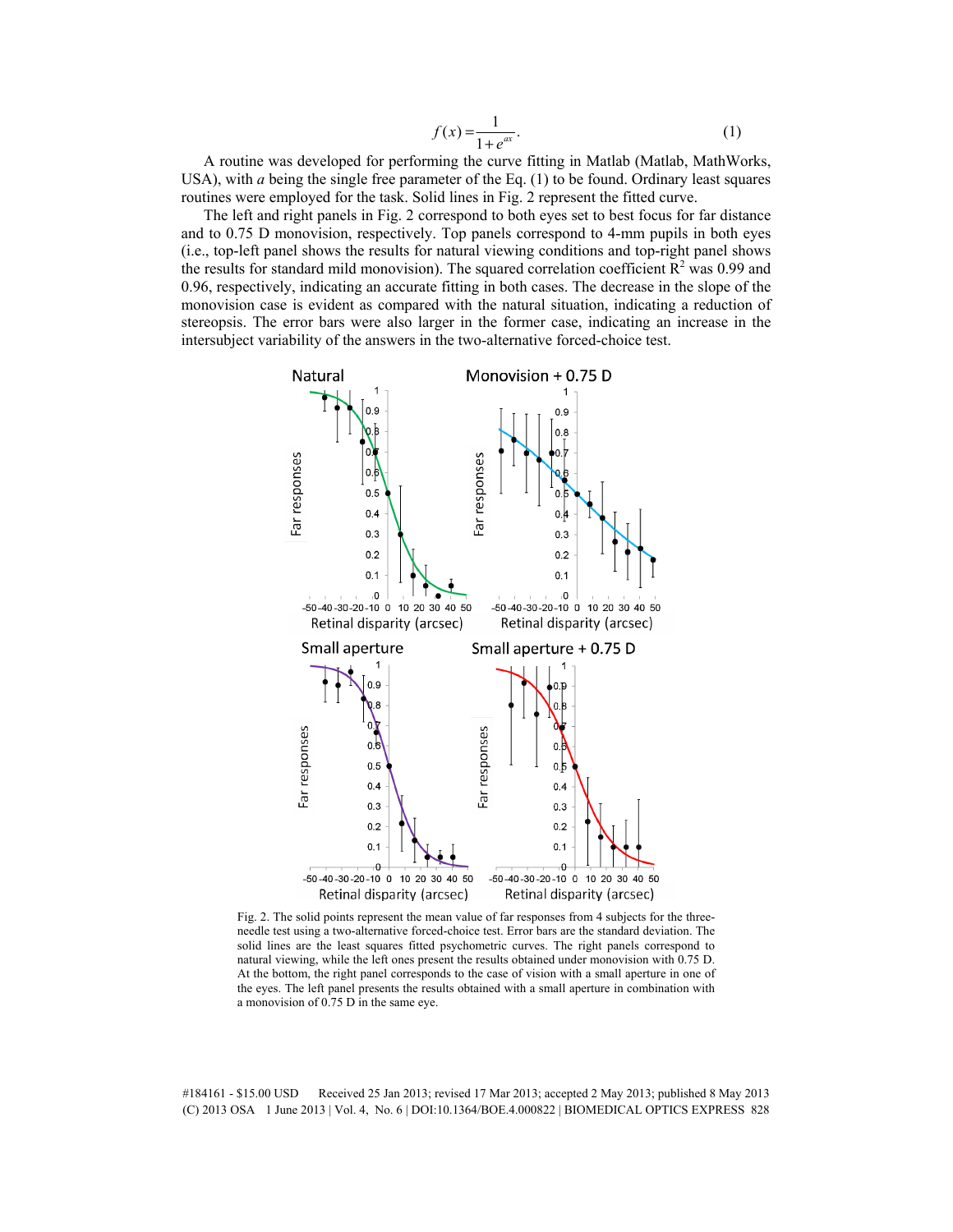$$f(x) = \frac{1}{1+e^{ax}}. \tag{1}$$

A routine was developed for performing the curve fitting in Matlab (Matlab, MathWorks, USA), with $a$ being the single free parameter of the Eq. (1) to be found. Ordinary least squares routines were employed for the task. Solid lines in Fig. 2 represent the fitted curve.

The left and right panels in Fig. 2 correspond to both eyes set to best focus for far distance and to 0.75 D monovision, respectively. Top panels correspond to 4-mm pupils in both eyes (i.e., top-left panel shows the results for natural viewing conditions and top-right panel shows the results for standard mild monovision). The squared correlation coefficient $R^2$ was 0.99 and 0.96, respectively, indicating an accurate fitting in both cases. The decrease in the slope of the monovision case is evident as compared with the natural situation, indicating a reduction of stereopsis. The error bars were also larger in the former case, indicating an increase in the intersubject variability of the answers in the two-alternative forced-choice test.

Natural

Monovision + 0.75 D

Small aperture

Small aperture + 0.75 D

Far responses

Retinal disparity (arcsec)

1
0.9
0.8
0.7
0.6
0.5
0.4
0.3
0.2
0.1
0

-50 -40 -30 -20 -10 0 10 20 30 40 50

Fig. 2. The solid points represent the mean value of far responses from 4 subjects for the three-needle test using a two-alternative forced-choice test. Error bars are the standard deviation. The solid lines are the least squares fitted psychometric curves. The right panels correspond to natural viewing, while the left ones present the results obtained under monovision with 0.75 D. At the bottom, the right panel corresponds to the case of vision with a small aperture in one of the eyes. The left panel presents the results obtained with a small aperture in combination with a monovision of 0.75 D in the same eye.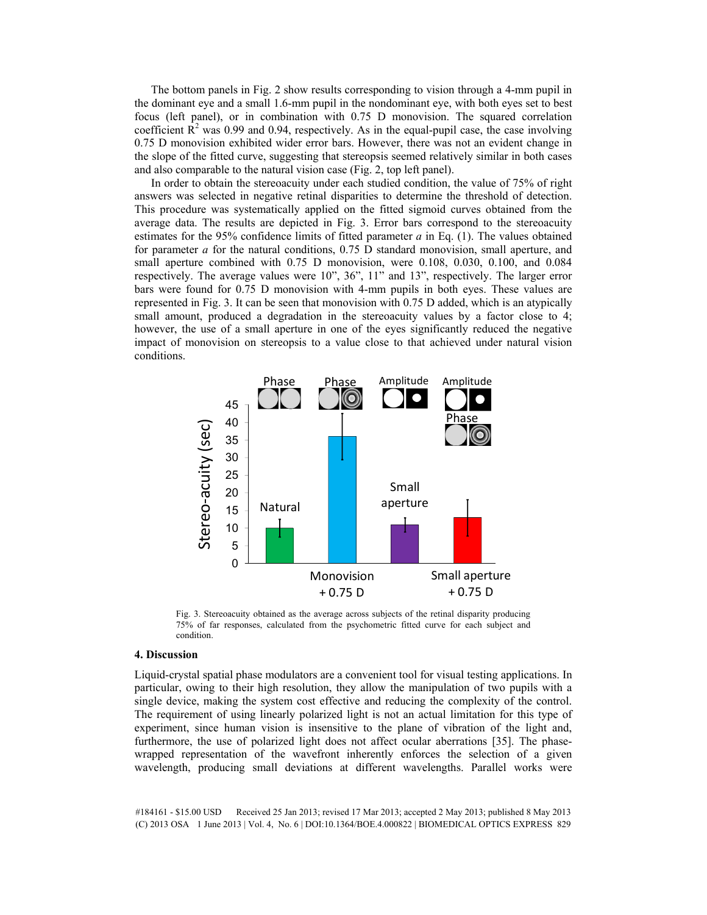The bottom panels in Fig. 2 show results corresponding to vision through a 4-mm pupil in the dominant eye and a small 1.6-mm pupil in the nondominant eye, with both eyes set to best focus (left panel), or in combination with 0.75 D monovision. The squared correlation coefficient $R^2$ was 0.99 and 0.94, respectively. As in the equal-pupil case, the case involving 0.75 D monovision exhibited wider error bars. However, there was not an evident change in the slope of the fitted curve, suggesting that stereopsis seemed relatively similar in both cases and also comparable to the natural vision case (Fig. 2, top left panel).

In order to obtain the stereoacuity under each studied condition, the value of 75% of right answers was selected in negative retinal disparities to determine the threshold of detection. This procedure was systematically applied on the fitted sigmoid curves obtained from the average data. The results are depicted in Fig. 3. Error bars correspond to the stereoacuity estimates for the 95% confidence limits of fitted parameter *a* in Eq. (1). The values obtained for parameter *a* for the natural conditions, 0.75 D standard monovision, small aperture, and small aperture combined with 0.75 D monovision, were 0.108, 0.030, 0.100, and 0.084 respectively. The average values were 10", 36", 11" and 13", respectively. The larger error bars were found for 0.75 D monovision with 4-mm pupils in both eyes. These values are represented in Fig. 3. It can be seen that monovision with 0.75 D added, which is an atypically small amount, produced a degradation in the stereoacuity values by a factor close to 4; however, the use of a small aperture in one of the eyes significantly reduced the negative impact of monovision on stereopsis to a value close to that achieved under natural vision conditions.

Phase
Phase
Amplitude
Amplitude
Phase
Stereo-acuity (sec)
45
40
35
30
25
20
15
10
5
0
Natural
Small aperture
Monovision + 0.75 D
Small aperture + 0.75 D

Fig. 3. Stereoacuity obtained as the average across subjects of the retinal disparity producing 75% of far responses, calculated from the psychometric fitted curve for each subject and condition.

## 4. Discussion

Liquid-crystal spatial phase modulators are a convenient tool for visual testing applications. In particular, owing to their high resolution, they allow the manipulation of two pupils with a single device, making the system cost effective and reducing the complexity of the control. The requirement of using linearly polarized light is not an actual limitation for this type of experiment, since human vision is insensitive to the plane of vibration of the light and, furthermore, the use of polarized light does not affect ocular aberrations [35]. The phase-wrapped representation of the wavefront inherently enforces the selection of a given wavelength, producing small deviations at different wavelengths. Parallel works were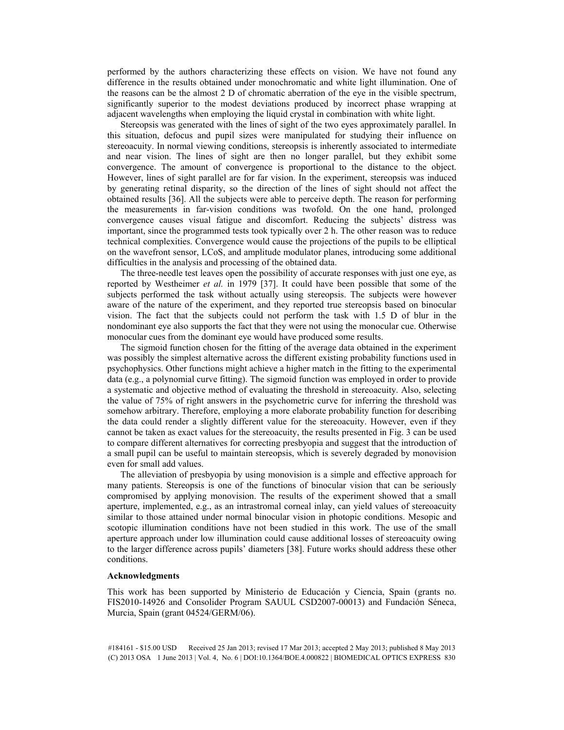performed by the authors characterizing these effects on vision. We have not found any difference in the results obtained under monochromatic and white light illumination. One of the reasons can be the almost 2 D of chromatic aberration of the eye in the visible spectrum, significantly superior to the modest deviations produced by incorrect phase wrapping at adjacent wavelengths when employing the liquid crystal in combination with white light.

Stereopsis was generated with the lines of sight of the two eyes approximately parallel. In this situation, defocus and pupil sizes were manipulated for studying their influence on stereoacuity. In normal viewing conditions, stereopsis is inherently associated to intermediate and near vision. The lines of sight are then no longer parallel, but they exhibit some convergence. The amount of convergence is proportional to the distance to the object. However, lines of sight parallel are for far vision. In the experiment, stereopsis was induced by generating retinal disparity, so the direction of the lines of sight should not affect the obtained results [36]. All the subjects were able to perceive depth. The reason for performing the measurements in far-vision conditions was twofold. On the one hand, prolonged convergence causes visual fatigue and discomfort. Reducing the subjects' distress was important, since the programmed tests took typically over 2 h. The other reason was to reduce technical complexities. Convergence would cause the projections of the pupils to be elliptical on the wavefront sensor, LCoS, and amplitude modulator planes, introducing some additional difficulties in the analysis and processing of the obtained data.

The three-needle test leaves open the possibility of accurate responses with just one eye, as reported by Westheimer *et al.* in 1979 [37]. It could have been possible that some of the subjects performed the task without actually using stereopsis. The subjects were however aware of the nature of the experiment, and they reported true stereopsis based on binocular vision. The fact that the subjects could not perform the task with 1.5 D of blur in the nondominant eye also supports the fact that they were not using the monocular cue. Otherwise monocular cues from the dominant eye would have produced some results.

The sigmoid function chosen for the fitting of the average data obtained in the experiment was possibly the simplest alternative across the different existing probability functions used in psychophysics. Other functions might achieve a higher match in the fitting to the experimental data (e.g., a polynomial curve fitting). The sigmoid function was employed in order to provide a systematic and objective method of evaluating the threshold in stereoacuity. Also, selecting the value of 75% of right answers in the psychometric curve for inferring the threshold was somehow arbitrary. Therefore, employing a more elaborate probability function for describing the data could render a slightly different value for the stereoacuity. However, even if they cannot be taken as exact values for the stereoacuity, the results presented in Fig. 3 can be used to compare different alternatives for correcting presbyopia and suggest that the introduction of a small pupil can be useful to maintain stereopsis, which is severely degraded by monovision even for small add values.

The alleviation of presbyopia by using monovision is a simple and effective approach for many patients. Stereopsis is one of the functions of binocular vision that can be seriously compromised by applying monovision. The results of the experiment showed that a small aperture, implemented, e.g., as an intrastromal corneal inlay, can yield values of stereoacuity similar to those attained under normal binocular vision in photopic conditions. Mesopic and scotopic illumination conditions have not been studied in this work. The use of the small aperture approach under low illumination could cause additional losses of stereoacuity owing to the larger difference across pupils' diameters [38]. Future works should address these other conditions.

**Acknowledgments**

This work has been supported by Ministerio de Educación y Ciencia, Spain (grants no. FIS2010-14926 and Consolider Program SAUUL CSD2007-00013) and Fundación Séneca, Murcia, Spain (grant 04524/GERM/06).